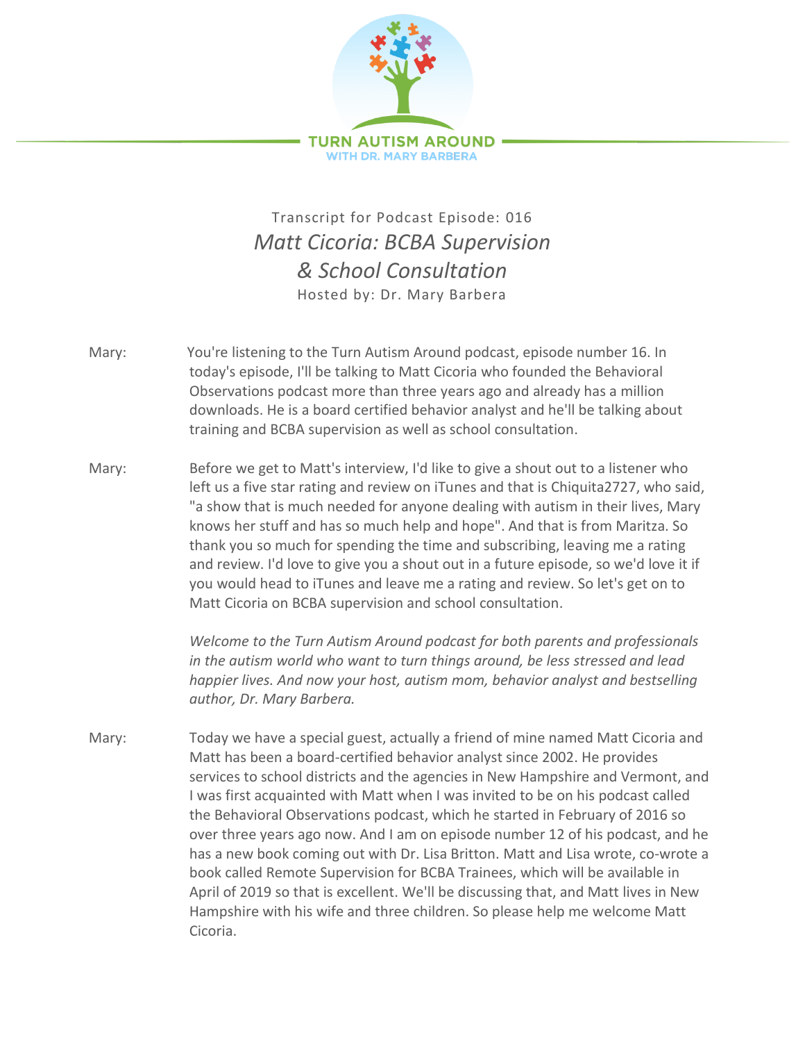TURN AUTISM AROUND
WITH DR. MARY BARBERA

Transcript for Podcast Episode: 016

# *Matt Cicoria: BCBA Supervision & School Consultation*

Hosted by: Dr. Mary Barbera

Mary: You're listening to the Turn Autism Around podcast, episode number 16. In today's episode, I'll be talking to Matt Cicoria who founded the Behavioral Observations podcast more than three years ago and already has a million downloads. He is a board certified behavior analyst and he'll be talking about training and BCBA supervision as well as school consultation.

Mary: Before we get to Matt's interview, I'd like to give a shout out to a listener who left us a five star rating and review on iTunes and that is Chiquita2727, who said, "a show that is much needed for anyone dealing with autism in their lives, Mary knows her stuff and has so much help and hope". And that is from Maritza. So thank you so much for spending the time and subscribing, leaving me a rating and review. I'd love to give you a shout out in a future episode, so we'd love it if you would head to iTunes and leave me a rating and review. So let's get on to Matt Cicoria on BCBA supervision and school consultation.

*Welcome to the Turn Autism Around podcast for both parents and professionals in the autism world who want to turn things around, be less stressed and lead happier lives. And now your host, autism mom, behavior analyst and bestselling author, Dr. Mary Barbera.*

Mary: Today we have a special guest, actually a friend of mine named Matt Cicoria and Matt has been a board-certified behavior analyst since 2002. He provides services to school districts and the agencies in New Hampshire and Vermont, and I was first acquainted with Matt when I was invited to be on his podcast called the Behavioral Observations podcast, which he started in February of 2016 so over three years ago now. And I am on episode number 12 of his podcast, and he has a new book coming out with Dr. Lisa Britton. Matt and Lisa wrote, co-wrote a book called Remote Supervision for BCBA Trainees, which will be available in April of 2019 so that is excellent. We'll be discussing that, and Matt lives in New Hampshire with his wife and three children. So please help me welcome Matt Cicoria.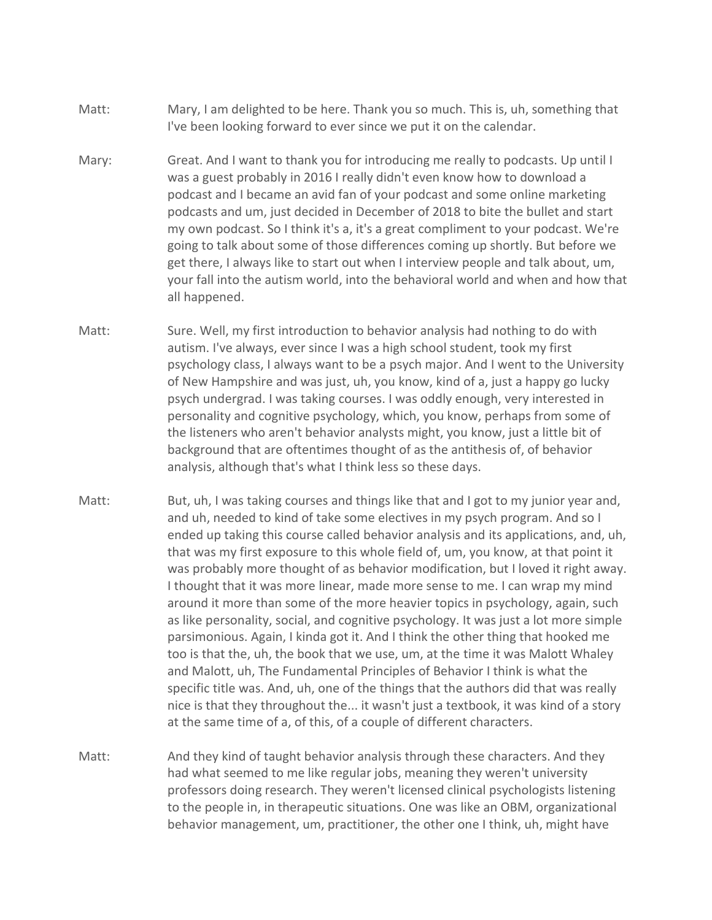Matt: Mary, I am delighted to be here. Thank you so much. This is, uh, something that I've been looking forward to ever since we put it on the calendar.

Mary: Great. And I want to thank you for introducing me really to podcasts. Up until I was a guest probably in 2016 I really didn't even know how to download a podcast and I became an avid fan of your podcast and some online marketing podcasts and um, just decided in December of 2018 to bite the bullet and start my own podcast. So I think it's a, it's a great compliment to your podcast. We're going to talk about some of those differences coming up shortly. But before we get there, I always like to start out when I interview people and talk about, um, your fall into the autism world, into the behavioral world and when and how that all happened.

Matt: Sure. Well, my first introduction to behavior analysis had nothing to do with autism. I've always, ever since I was a high school student, took my first psychology class, I always want to be a psych major. And I went to the University of New Hampshire and was just, uh, you know, kind of a, just a happy go lucky psych undergrad. I was taking courses. I was oddly enough, very interested in personality and cognitive psychology, which, you know, perhaps from some of the listeners who aren't behavior analysts might, you know, just a little bit of background that are oftentimes thought of as the antithesis of, of behavior analysis, although that's what I think less so these days.

Matt: But, uh, I was taking courses and things like that and I got to my junior year and, and uh, needed to kind of take some electives in my psych program. And so I ended up taking this course called behavior analysis and its applications, and, uh, that was my first exposure to this whole field of, um, you know, at that point it was probably more thought of as behavior modification, but I loved it right away. I thought that it was more linear, made more sense to me. I can wrap my mind around it more than some of the more heavier topics in psychology, again, such as like personality, social, and cognitive psychology. It was just a lot more simple parsimonious. Again, I kinda got it. And I think the other thing that hooked me too is that the, uh, the book that we use, um, at the time it was Malott Whaley and Malott, uh, The Fundamental Principles of Behavior I think is what the specific title was. And, uh, one of the things that the authors did that was really nice is that they throughout the... it wasn't just a textbook, it was kind of a story at the same time of a, of this, of a couple of different characters.

Matt: And they kind of taught behavior analysis through these characters. And they had what seemed to me like regular jobs, meaning they weren't university professors doing research. They weren't licensed clinical psychologists listening to the people in, in therapeutic situations. One was like an OBM, organizational behavior management, um, practitioner, the other one I think, uh, might have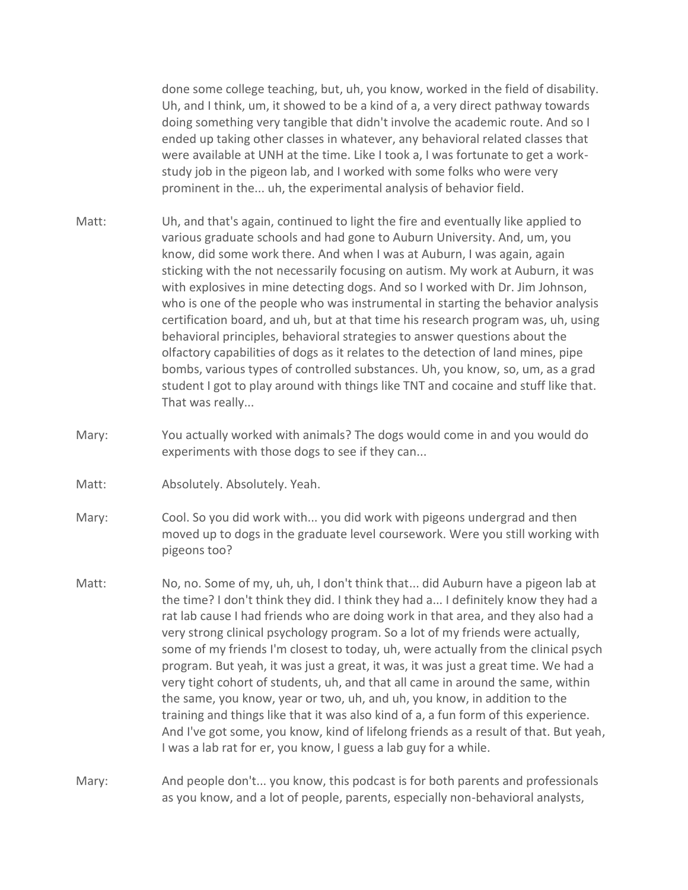done some college teaching, but, uh, you know, worked in the field of disability. Uh, and I think, um, it showed to be a kind of a, a very direct pathway towards doing something very tangible that didn't involve the academic route. And so I ended up taking other classes in whatever, any behavioral related classes that were available at UNH at the time. Like I took a, I was fortunate to get a work-study job in the pigeon lab, and I worked with some folks who were very prominent in the... uh, the experimental analysis of behavior field.

Matt: Uh, and that's again, continued to light the fire and eventually like applied to various graduate schools and had gone to Auburn University. And, um, you know, did some work there. And when I was at Auburn, I was again, again sticking with the not necessarily focusing on autism. My work at Auburn, it was with explosives in mine detecting dogs. And so I worked with Dr. Jim Johnson, who is one of the people who was instrumental in starting the behavior analysis certification board, and uh, but at that time his research program was, uh, using behavioral principles, behavioral strategies to answer questions about the olfactory capabilities of dogs as it relates to the detection of land mines, pipe bombs, various types of controlled substances. Uh, you know, so, um, as a grad student I got to play around with things like TNT and cocaine and stuff like that. That was really...

Mary: You actually worked with animals? The dogs would come in and you would do experiments with those dogs to see if they can...

Matt: Absolutely. Absolutely. Yeah.

Mary: Cool. So you did work with... you did work with pigeons undergrad and then moved up to dogs in the graduate level coursework. Were you still working with pigeons too?

Matt: No, no. Some of my, uh, uh, I don't think that... did Auburn have a pigeon lab at the time? I don't think they did. I think they had a... I definitely know they had a rat lab cause I had friends who are doing work in that area, and they also had a very strong clinical psychology program. So a lot of my friends were actually, some of my friends I'm closest to today, uh, were actually from the clinical psych program. But yeah, it was just a great, it was, it was just a great time. We had a very tight cohort of students, uh, and that all came in around the same, within the same, you know, year or two, uh, and uh, you know, in addition to the training and things like that it was also kind of a, a fun form of this experience. And I've got some, you know, kind of lifelong friends as a result of that. But yeah, I was a lab rat for er, you know, I guess a lab guy for a while.

Mary: And people don't... you know, this podcast is for both parents and professionals as you know, and a lot of people, parents, especially non-behavioral analysts,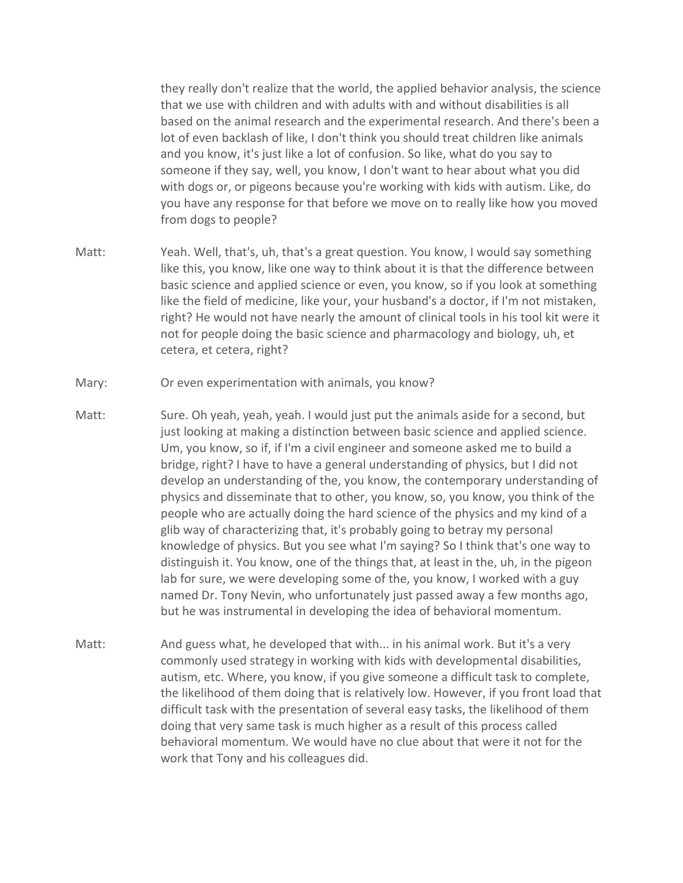they really don't realize that the world, the applied behavior analysis, the science that we use with children and with adults with and without disabilities is all based on the animal research and the experimental research. And there's been a lot of even backlash of like, I don't think you should treat children like animals and you know, it's just like a lot of confusion. So like, what do you say to someone if they say, well, you know, I don't want to hear about what you did with dogs or, or pigeons because you're working with kids with autism. Like, do you have any response for that before we move on to really like how you moved from dogs to people?

Matt: Yeah. Well, that's, uh, that's a great question. You know, I would say something like this, you know, like one way to think about it is that the difference between basic science and applied science or even, you know, so if you look at something like the field of medicine, like your, your husband's a doctor, if I'm not mistaken, right? He would not have nearly the amount of clinical tools in his tool kit were it not for people doing the basic science and pharmacology and biology, uh, et cetera, et cetera, right?

Mary: Or even experimentation with animals, you know?

Matt: Sure. Oh yeah, yeah, yeah. I would just put the animals aside for a second, but just looking at making a distinction between basic science and applied science. Um, you know, so if, if I'm a civil engineer and someone asked me to build a bridge, right? I have to have a general understanding of physics, but I did not develop an understanding of the, you know, the contemporary understanding of physics and disseminate that to other, you know, so, you know, you think of the people who are actually doing the hard science of the physics and my kind of a glib way of characterizing that, it's probably going to betray my personal knowledge of physics. But you see what I'm saying? So I think that's one way to distinguish it. You know, one of the things that, at least in the, uh, in the pigeon lab for sure, we were developing some of the, you know, I worked with a guy named Dr. Tony Nevin, who unfortunately just passed away a few months ago, but he was instrumental in developing the idea of behavioral momentum.

Matt: And guess what, he developed that with... in his animal work. But it's a very commonly used strategy in working with kids with developmental disabilities, autism, etc. Where, you know, if you give someone a difficult task to complete, the likelihood of them doing that is relatively low. However, if you front load that difficult task with the presentation of several easy tasks, the likelihood of them doing that very same task is much higher as a result of this process called behavioral momentum. We would have no clue about that were it not for the work that Tony and his colleagues did.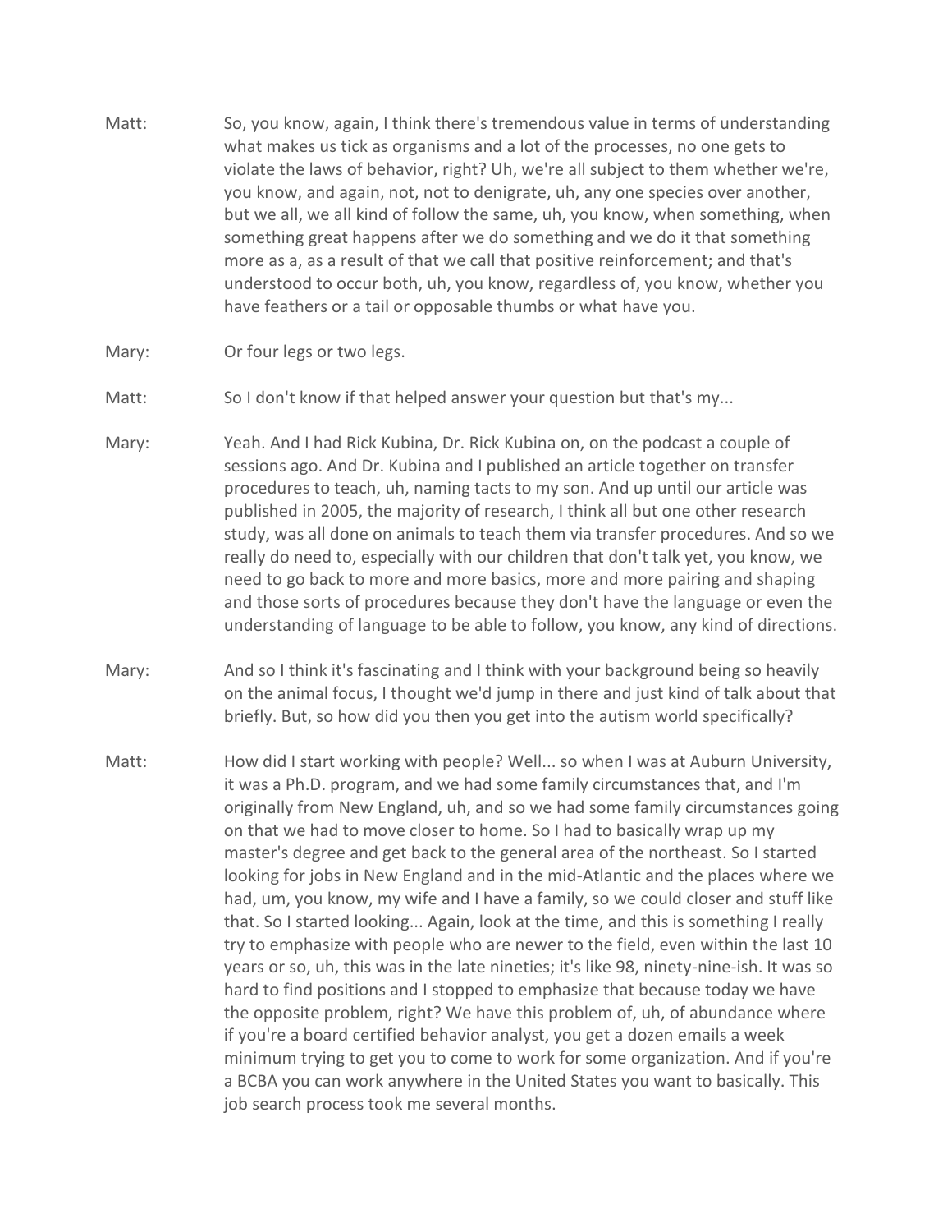Matt: So, you know, again, I think there's tremendous value in terms of understanding what makes us tick as organisms and a lot of the processes, no one gets to violate the laws of behavior, right? Uh, we're all subject to them whether we're, you know, and again, not, not to denigrate, uh, any one species over another, but we all, we all kind of follow the same, uh, you know, when something, when something great happens after we do something and we do it that something more as a, as a result of that we call that positive reinforcement; and that's understood to occur both, uh, you know, regardless of, you know, whether you have feathers or a tail or opposable thumbs or what have you.

Mary: Or four legs or two legs.

Matt: So I don't know if that helped answer your question but that's my...

Mary: Yeah. And I had Rick Kubina, Dr. Rick Kubina on, on the podcast a couple of sessions ago. And Dr. Kubina and I published an article together on transfer procedures to teach, uh, naming tacts to my son. And up until our article was published in 2005, the majority of research, I think all but one other research study, was all done on animals to teach them via transfer procedures. And so we really do need to, especially with our children that don't talk yet, you know, we need to go back to more and more basics, more and more pairing and shaping and those sorts of procedures because they don't have the language or even the understanding of language to be able to follow, you know, any kind of directions.

Mary: And so I think it's fascinating and I think with your background being so heavily on the animal focus, I thought we'd jump in there and just kind of talk about that briefly. But, so how did you then you get into the autism world specifically?

Matt: How did I start working with people? Well... so when I was at Auburn University, it was a Ph.D. program, and we had some family circumstances that, and I'm originally from New England, uh, and so we had some family circumstances going on that we had to move closer to home. So I had to basically wrap up my master's degree and get back to the general area of the northeast. So I started looking for jobs in New England and in the mid-Atlantic and the places where we had, um, you know, my wife and I have a family, so we could closer and stuff like that. So I started looking... Again, look at the time, and this is something I really try to emphasize with people who are newer to the field, even within the last 10 years or so, uh, this was in the late nineties; it's like 98, ninety-nine-ish. It was so hard to find positions and I stopped to emphasize that because today we have the opposite problem, right? We have this problem of, uh, of abundance where if you're a board certified behavior analyst, you get a dozen emails a week minimum trying to get you to come to work for some organization. And if you're a BCBA you can work anywhere in the United States you want to basically. This job search process took me several months.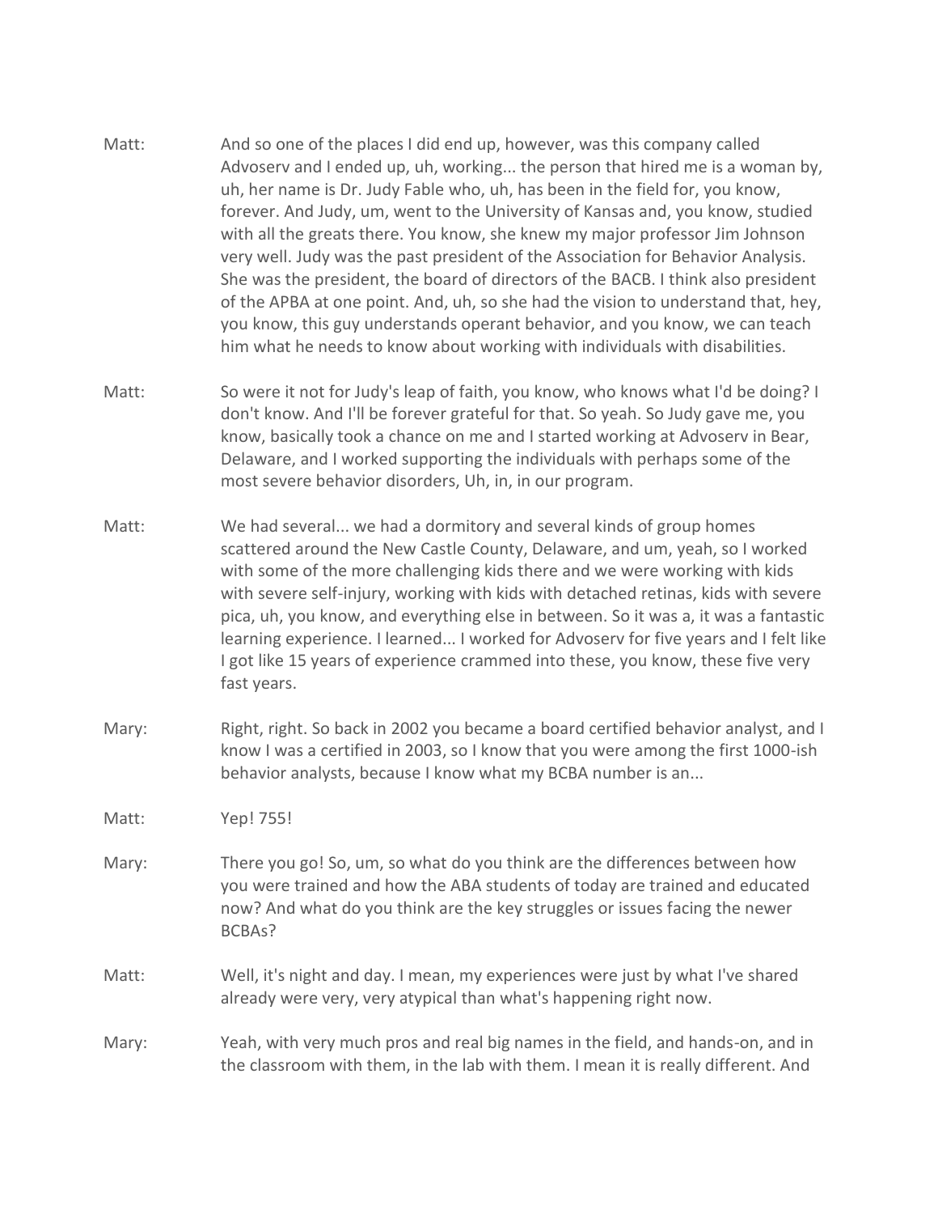Matt: And so one of the places I did end up, however, was this company called Advoserv and I ended up, uh, working... the person that hired me is a woman by, uh, her name is Dr. Judy Fable who, uh, has been in the field for, you know, forever. And Judy, um, went to the University of Kansas and, you know, studied with all the greats there. You know, she knew my major professor Jim Johnson very well. Judy was the past president of the Association for Behavior Analysis. She was the president, the board of directors of the BACB. I think also president of the APBA at one point. And, uh, so she had the vision to understand that, hey, you know, this guy understands operant behavior, and you know, we can teach him what he needs to know about working with individuals with disabilities.

Matt: So were it not for Judy's leap of faith, you know, who knows what I'd be doing? I don't know. And I'll be forever grateful for that. So yeah. So Judy gave me, you know, basically took a chance on me and I started working at Advoserv in Bear, Delaware, and I worked supporting the individuals with perhaps some of the most severe behavior disorders, Uh, in, in our program.

Matt: We had several... we had a dormitory and several kinds of group homes scattered around the New Castle County, Delaware, and um, yeah, so I worked with some of the more challenging kids there and we were working with kids with severe self-injury, working with kids with detached retinas, kids with severe pica, uh, you know, and everything else in between. So it was a, it was a fantastic learning experience. I learned... I worked for Advoserv for five years and I felt like I got like 15 years of experience crammed into these, you know, these five very fast years.

Mary: Right, right. So back in 2002 you became a board certified behavior analyst, and I know I was a certified in 2003, so I know that you were among the first 1000-ish behavior analysts, because I know what my BCBA number is an...

Matt: Yep! 755!

Mary: There you go! So, um, so what do you think are the differences between how you were trained and how the ABA students of today are trained and educated now? And what do you think are the key struggles or issues facing the newer BCBAs?

Matt: Well, it's night and day. I mean, my experiences were just by what I've shared already were very, very atypical than what's happening right now.

Mary: Yeah, with very much pros and real big names in the field, and hands-on, and in the classroom with them, in the lab with them. I mean it is really different. And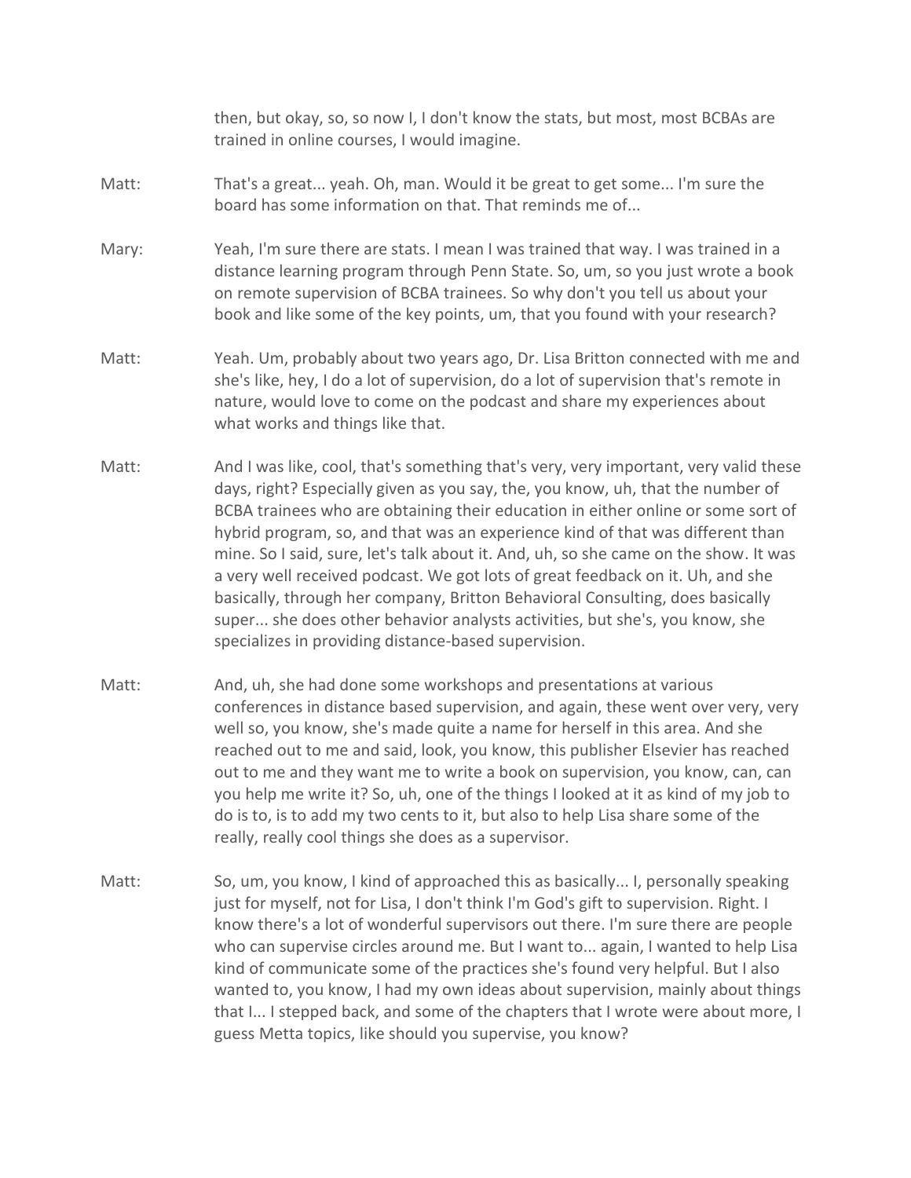then, but okay, so, so now I, I don't know the stats, but most, most BCBAs are trained in online courses, I would imagine.

Matt: That's a great... yeah. Oh, man. Would it be great to get some... I'm sure the board has some information on that. That reminds me of...

Mary: Yeah, I'm sure there are stats. I mean I was trained that way. I was trained in a distance learning program through Penn State. So, um, so you just wrote a book on remote supervision of BCBA trainees. So why don't you tell us about your book and like some of the key points, um, that you found with your research?

Matt: Yeah. Um, probably about two years ago, Dr. Lisa Britton connected with me and she's like, hey, I do a lot of supervision, do a lot of supervision that's remote in nature, would love to come on the podcast and share my experiences about what works and things like that.

Matt: And I was like, cool, that's something that's very, very important, very valid these days, right? Especially given as you say, the, you know, uh, that the number of BCBA trainees who are obtaining their education in either online or some sort of hybrid program, so, and that was an experience kind of that was different than mine. So I said, sure, let's talk about it. And, uh, so she came on the show. It was a very well received podcast. We got lots of great feedback on it. Uh, and she basically, through her company, Britton Behavioral Consulting, does basically super... she does other behavior analysts activities, but she's, you know, she specializes in providing distance-based supervision.

Matt: And, uh, she had done some workshops and presentations at various conferences in distance based supervision, and again, these went over very, very well so, you know, she's made quite a name for herself in this area. And she reached out to me and said, look, you know, this publisher Elsevier has reached out to me and they want me to write a book on supervision, you know, can, can you help me write it? So, uh, one of the things I looked at it as kind of my job to do is to, is to add my two cents to it, but also to help Lisa share some of the really, really cool things she does as a supervisor.

Matt: So, um, you know, I kind of approached this as basically... I, personally speaking just for myself, not for Lisa, I don't think I'm God's gift to supervision. Right. I know there's a lot of wonderful supervisors out there. I'm sure there are people who can supervise circles around me. But I want to... again, I wanted to help Lisa kind of communicate some of the practices she's found very helpful. But I also wanted to, you know, I had my own ideas about supervision, mainly about things that I... I stepped back, and some of the chapters that I wrote were about more, I guess Metta topics, like should you supervise, you know?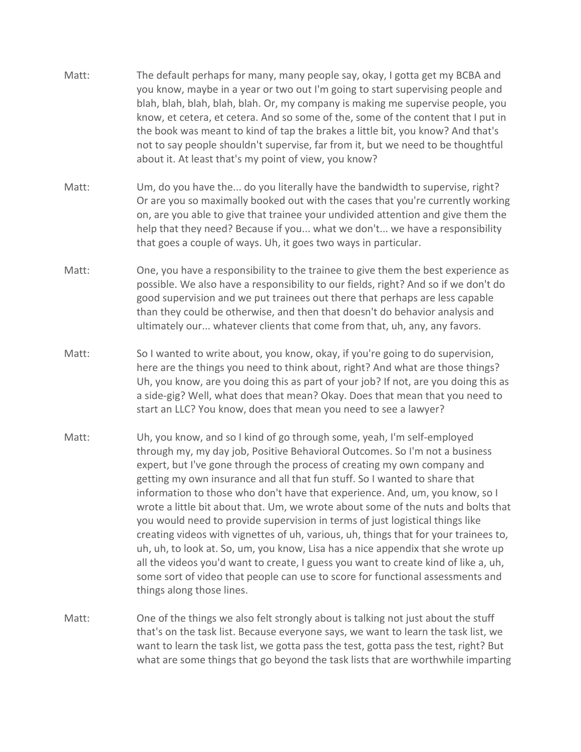Matt: The default perhaps for many, many people say, okay, I gotta get my BCBA and you know, maybe in a year or two out I'm going to start supervising people and blah, blah, blah, blah, blah. Or, my company is making me supervise people, you know, et cetera, et cetera. And so some of the, some of the content that I put in the book was meant to kind of tap the brakes a little bit, you know? And that's not to say people shouldn't supervise, far from it, but we need to be thoughtful about it. At least that's my point of view, you know?

Matt: Um, do you have the... do you literally have the bandwidth to supervise, right? Or are you so maximally booked out with the cases that you're currently working on, are you able to give that trainee your undivided attention and give them the help that they need? Because if you... what we don't... we have a responsibility that goes a couple of ways. Uh, it goes two ways in particular.

Matt: One, you have a responsibility to the trainee to give them the best experience as possible. We also have a responsibility to our fields, right? And so if we don't do good supervision and we put trainees out there that perhaps are less capable than they could be otherwise, and then that doesn't do behavior analysis and ultimately our... whatever clients that come from that, uh, any, any favors.

Matt: So I wanted to write about, you know, okay, if you're going to do supervision, here are the things you need to think about, right? And what are those things? Uh, you know, are you doing this as part of your job? If not, are you doing this as a side-gig? Well, what does that mean? Okay. Does that mean that you need to start an LLC? You know, does that mean you need to see a lawyer?

Matt: Uh, you know, and so I kind of go through some, yeah, I'm self-employed through my, my day job, Positive Behavioral Outcomes. So I'm not a business expert, but I've gone through the process of creating my own company and getting my own insurance and all that fun stuff. So I wanted to share that information to those who don't have that experience. And, um, you know, so I wrote a little bit about that. Um, we wrote about some of the nuts and bolts that you would need to provide supervision in terms of just logistical things like creating videos with vignettes of uh, various, uh, things that for your trainees to, uh, uh, to look at. So, um, you know, Lisa has a nice appendix that she wrote up all the videos you'd want to create, I guess you want to create kind of like a, uh, some sort of video that people can use to score for functional assessments and things along those lines.

Matt: One of the things we also felt strongly about is talking not just about the stuff that's on the task list. Because everyone says, we want to learn the task list, we want to learn the task list, we gotta pass the test, gotta pass the test, right? But what are some things that go beyond the task lists that are worthwhile imparting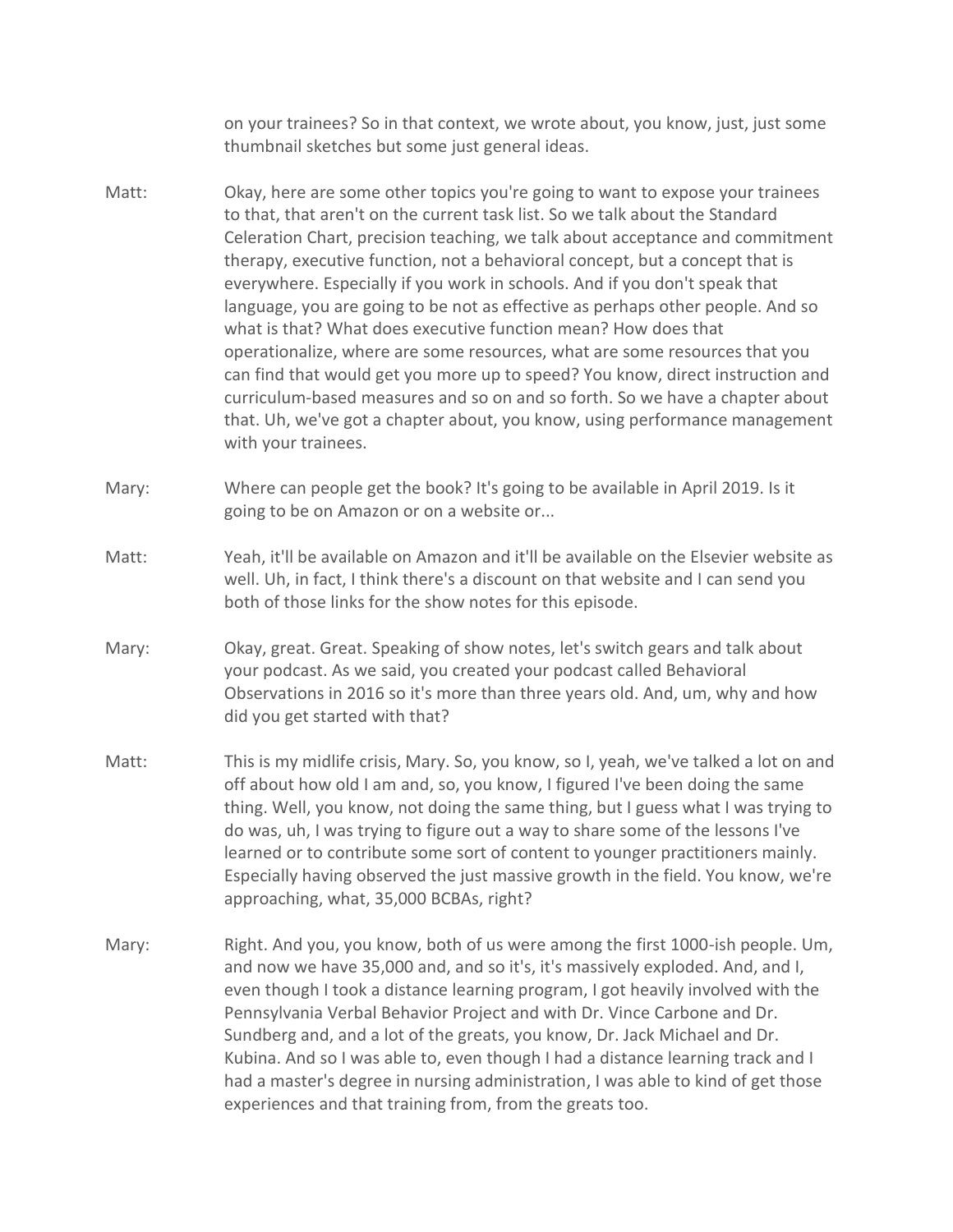on your trainees? So in that context, we wrote about, you know, just, just some thumbnail sketches but some just general ideas.

Matt: Okay, here are some other topics you're going to want to expose your trainees to that, that aren't on the current task list. So we talk about the Standard Celeration Chart, precision teaching, we talk about acceptance and commitment therapy, executive function, not a behavioral concept, but a concept that is everywhere. Especially if you work in schools. And if you don't speak that language, you are going to be not as effective as perhaps other people. And so what is that? What does executive function mean? How does that operationalize, where are some resources, what are some resources that you can find that would get you more up to speed? You know, direct instruction and curriculum-based measures and so on and so forth. So we have a chapter about that. Uh, we've got a chapter about, you know, using performance management with your trainees.

Mary: Where can people get the book? It's going to be available in April 2019. Is it going to be on Amazon or on a website or...

Matt: Yeah, it'll be available on Amazon and it'll be available on the Elsevier website as well. Uh, in fact, I think there's a discount on that website and I can send you both of those links for the show notes for this episode.

Mary: Okay, great. Great. Speaking of show notes, let's switch gears and talk about your podcast. As we said, you created your podcast called Behavioral Observations in 2016 so it's more than three years old. And, um, why and how did you get started with that?

Matt: This is my midlife crisis, Mary. So, you know, so I, yeah, we've talked a lot on and off about how old I am and, so, you know, I figured I've been doing the same thing. Well, you know, not doing the same thing, but I guess what I was trying to do was, uh, I was trying to figure out a way to share some of the lessons I've learned or to contribute some sort of content to younger practitioners mainly. Especially having observed the just massive growth in the field. You know, we're approaching, what, 35,000 BCBAs, right?

Mary: Right. And you, you know, both of us were among the first 1000-ish people. Um, and now we have 35,000 and, and so it's, it's massively exploded. And, and I, even though I took a distance learning program, I got heavily involved with the Pennsylvania Verbal Behavior Project and with Dr. Vince Carbone and Dr. Sundberg and, and a lot of the greats, you know, Dr. Jack Michael and Dr. Kubina. And so I was able to, even though I had a distance learning track and I had a master's degree in nursing administration, I was able to kind of get those experiences and that training from, from the greats too.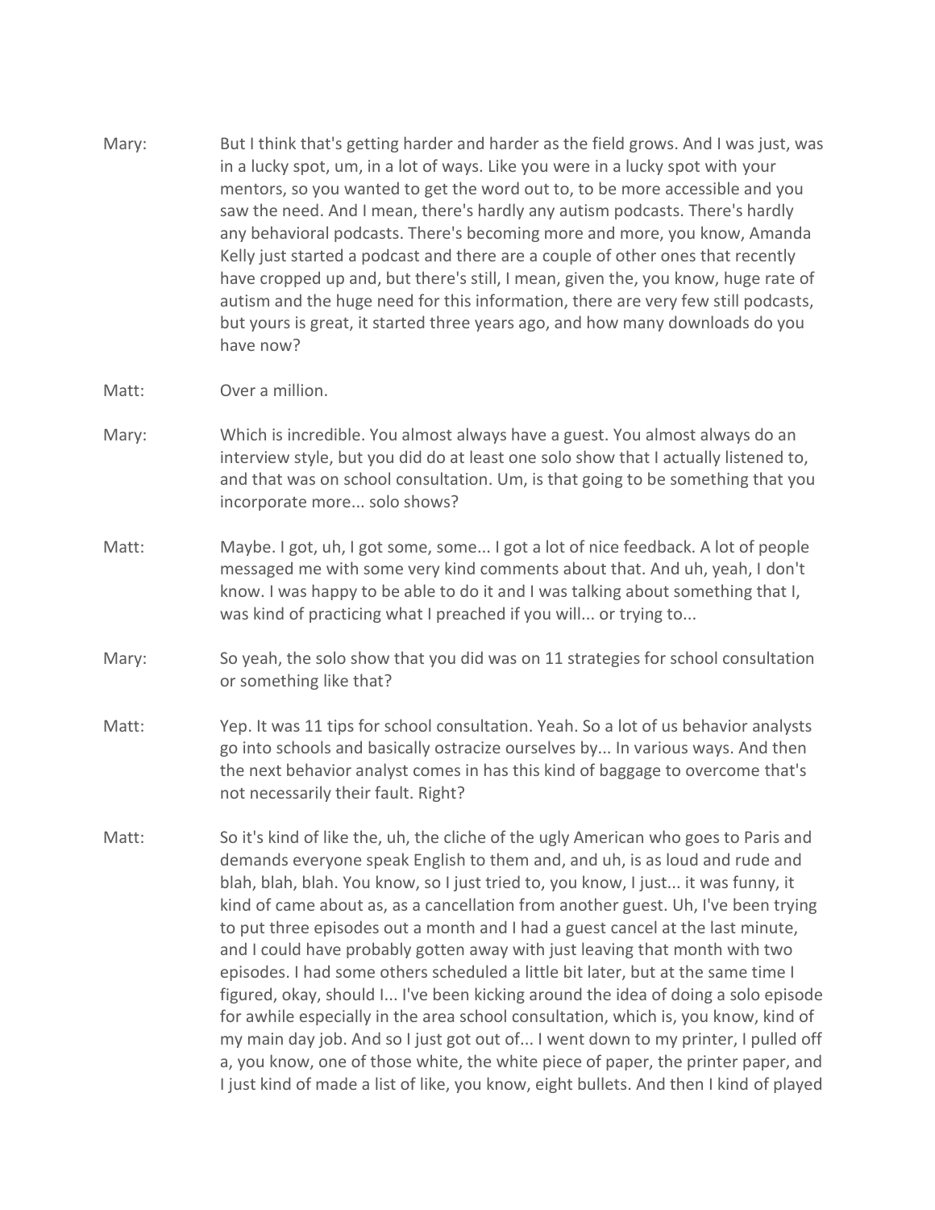Mary: But I think that's getting harder and harder as the field grows. And I was just, was in a lucky spot, um, in a lot of ways. Like you were in a lucky spot with your mentors, so you wanted to get the word out to, to be more accessible and you saw the need. And I mean, there's hardly any autism podcasts. There's hardly any behavioral podcasts. There's becoming more and more, you know, Amanda Kelly just started a podcast and there are a couple of other ones that recently have cropped up and, but there's still, I mean, given the, you know, huge rate of autism and the huge need for this information, there are very few still podcasts, but yours is great, it started three years ago, and how many downloads do you have now?

Matt: Over a million.

Mary: Which is incredible. You almost always have a guest. You almost always do an interview style, but you did do at least one solo show that I actually listened to, and that was on school consultation. Um, is that going to be something that you incorporate more... solo shows?

Matt: Maybe. I got, uh, I got some, some... I got a lot of nice feedback. A lot of people messaged me with some very kind comments about that. And uh, yeah, I don't know. I was happy to be able to do it and I was talking about something that I, was kind of practicing what I preached if you will... or trying to...

Mary: So yeah, the solo show that you did was on 11 strategies for school consultation or something like that?

Matt: Yep. It was 11 tips for school consultation. Yeah. So a lot of us behavior analysts go into schools and basically ostracize ourselves by... In various ways. And then the next behavior analyst comes in has this kind of baggage to overcome that's not necessarily their fault. Right?

Matt: So it's kind of like the, uh, the cliche of the ugly American who goes to Paris and demands everyone speak English to them and, and uh, is as loud and rude and blah, blah, blah. You know, so I just tried to, you know, I just... it was funny, it kind of came about as, as a cancellation from another guest. Uh, I've been trying to put three episodes out a month and I had a guest cancel at the last minute, and I could have probably gotten away with just leaving that month with two episodes. I had some others scheduled a little bit later, but at the same time I figured, okay, should I... I've been kicking around the idea of doing a solo episode for awhile especially in the area school consultation, which is, you know, kind of my main day job. And so I just got out of... I went down to my printer, I pulled off a, you know, one of those white, the white piece of paper, the printer paper, and I just kind of made a list of like, you know, eight bullets. And then I kind of played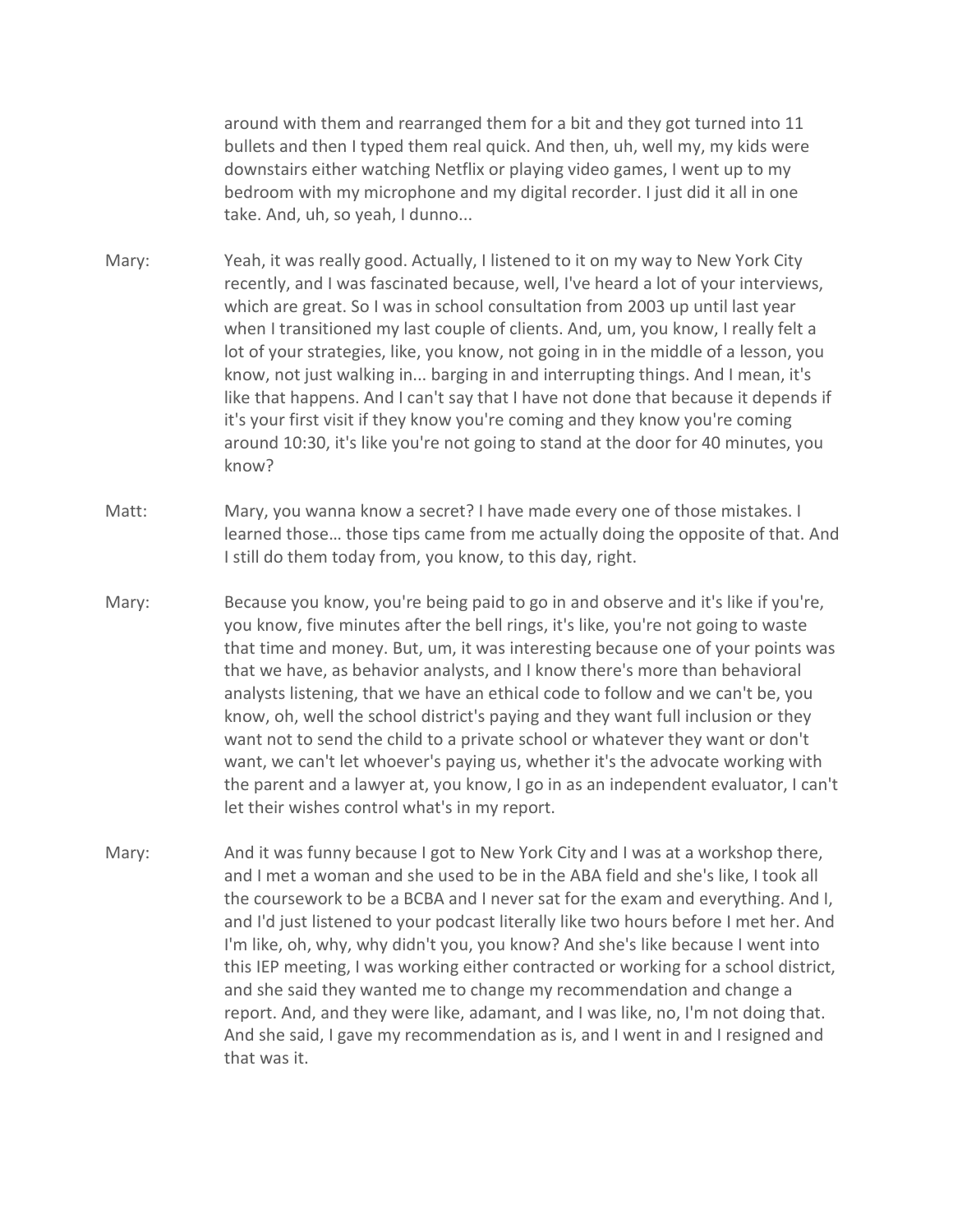around with them and rearranged them for a bit and they got turned into 11 bullets and then I typed them real quick. And then, uh, well my, my kids were downstairs either watching Netflix or playing video games, I went up to my bedroom with my microphone and my digital recorder. I just did it all in one take. And, uh, so yeah, I dunno...

Mary: Yeah, it was really good. Actually, I listened to it on my way to New York City recently, and I was fascinated because, well, I've heard a lot of your interviews, which are great. So I was in school consultation from 2003 up until last year when I transitioned my last couple of clients. And, um, you know, I really felt a lot of your strategies, like, you know, not going in in the middle of a lesson, you know, not just walking in... barging in and interrupting things. And I mean, it's like that happens. And I can't say that I have not done that because it depends if it's your first visit if they know you're coming and they know you're coming around 10:30, it's like you're not going to stand at the door for 40 minutes, you know?

Matt: Mary, you wanna know a secret? I have made every one of those mistakes. I learned those… those tips came from me actually doing the opposite of that. And I still do them today from, you know, to this day, right.

Mary: Because you know, you're being paid to go in and observe and it's like if you're, you know, five minutes after the bell rings, it's like, you're not going to waste that time and money. But, um, it was interesting because one of your points was that we have, as behavior analysts, and I know there's more than behavioral analysts listening, that we have an ethical code to follow and we can't be, you know, oh, well the school district's paying and they want full inclusion or they want not to send the child to a private school or whatever they want or don't want, we can't let whoever's paying us, whether it's the advocate working with the parent and a lawyer at, you know, I go in as an independent evaluator, I can't let their wishes control what's in my report.

Mary: And it was funny because I got to New York City and I was at a workshop there, and I met a woman and she used to be in the ABA field and she's like, I took all the coursework to be a BCBA and I never sat for the exam and everything. And I, and I'd just listened to your podcast literally like two hours before I met her. And I'm like, oh, why, why didn't you, you know? And she's like because I went into this IEP meeting, I was working either contracted or working for a school district, and she said they wanted me to change my recommendation and change a report. And, and they were like, adamant, and I was like, no, I'm not doing that. And she said, I gave my recommendation as is, and I went in and I resigned and that was it.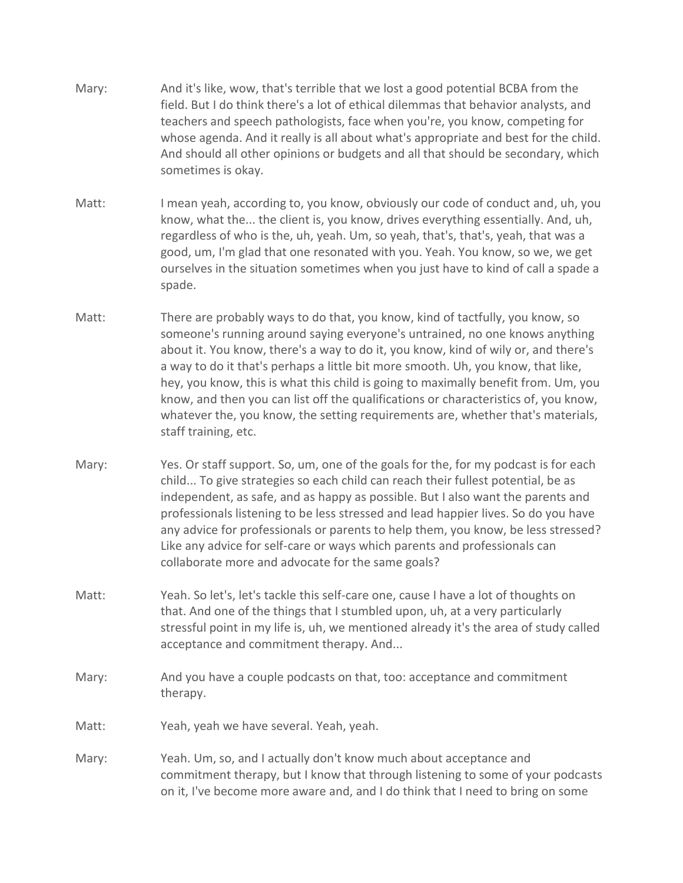Mary: And it's like, wow, that's terrible that we lost a good potential BCBA from the field. But I do think there's a lot of ethical dilemmas that behavior analysts, and teachers and speech pathologists, face when you're, you know, competing for whose agenda. And it really is all about what's appropriate and best for the child. And should all other opinions or budgets and all that should be secondary, which sometimes is okay.

Matt: I mean yeah, according to, you know, obviously our code of conduct and, uh, you know, what the... the client is, you know, drives everything essentially. And, uh, regardless of who is the, uh, yeah. Um, so yeah, that's, that's, yeah, that was a good, um, I'm glad that one resonated with you. Yeah. You know, so we, we get ourselves in the situation sometimes when you just have to kind of call a spade a spade.

Matt: There are probably ways to do that, you know, kind of tactfully, you know, so someone's running around saying everyone's untrained, no one knows anything about it. You know, there's a way to do it, you know, kind of wily or, and there's a way to do it that's perhaps a little bit more smooth. Uh, you know, that like, hey, you know, this is what this child is going to maximally benefit from. Um, you know, and then you can list off the qualifications or characteristics of, you know, whatever the, you know, the setting requirements are, whether that's materials, staff training, etc.

Mary: Yes. Or staff support. So, um, one of the goals for the, for my podcast is for each child... To give strategies so each child can reach their fullest potential, be as independent, as safe, and as happy as possible. But I also want the parents and professionals listening to be less stressed and lead happier lives. So do you have any advice for professionals or parents to help them, you know, be less stressed? Like any advice for self-care or ways which parents and professionals can collaborate more and advocate for the same goals?

Matt: Yeah. So let's, let's tackle this self-care one, cause I have a lot of thoughts on that. And one of the things that I stumbled upon, uh, at a very particularly stressful point in my life is, uh, we mentioned already it's the area of study called acceptance and commitment therapy. And...

Mary: And you have a couple podcasts on that, too: acceptance and commitment therapy.

Matt: Yeah, yeah we have several. Yeah, yeah.

Mary: Yeah. Um, so, and I actually don't know much about acceptance and commitment therapy, but I know that through listening to some of your podcasts on it, I've become more aware and, and I do think that I need to bring on some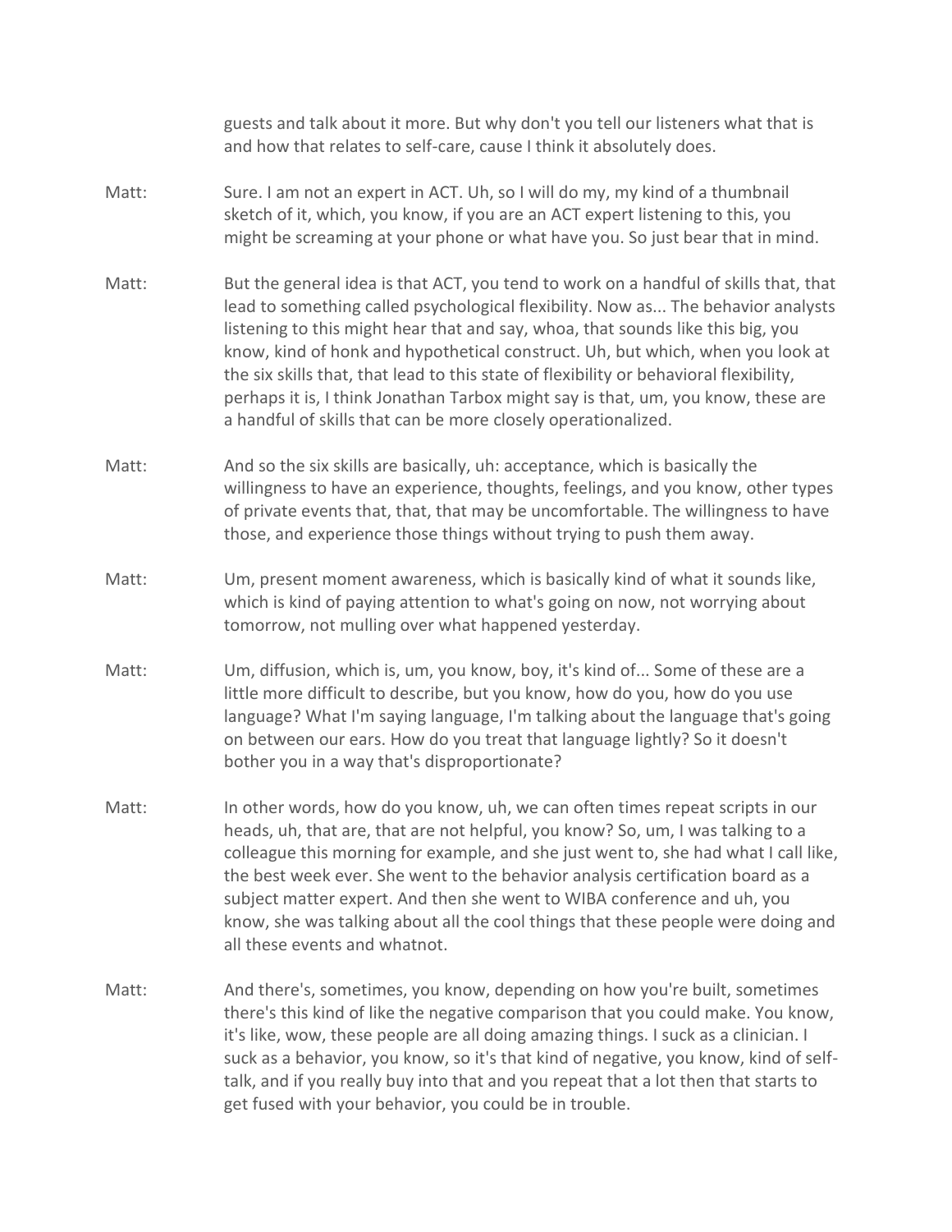guests and talk about it more. But why don't you tell our listeners what that is and how that relates to self-care, cause I think it absolutely does.

Matt: Sure. I am not an expert in ACT. Uh, so I will do my, my kind of a thumbnail sketch of it, which, you know, if you are an ACT expert listening to this, you might be screaming at your phone or what have you. So just bear that in mind.

Matt: But the general idea is that ACT, you tend to work on a handful of skills that, that lead to something called psychological flexibility. Now as... The behavior analysts listening to this might hear that and say, whoa, that sounds like this big, you know, kind of honk and hypothetical construct. Uh, but which, when you look at the six skills that, that lead to this state of flexibility or behavioral flexibility, perhaps it is, I think Jonathan Tarbox might say is that, um, you know, these are a handful of skills that can be more closely operationalized.

Matt: And so the six skills are basically, uh: acceptance, which is basically the willingness to have an experience, thoughts, feelings, and you know, other types of private events that, that, that may be uncomfortable. The willingness to have those, and experience those things without trying to push them away.

Matt: Um, present moment awareness, which is basically kind of what it sounds like, which is kind of paying attention to what's going on now, not worrying about tomorrow, not mulling over what happened yesterday.

Matt: Um, diffusion, which is, um, you know, boy, it's kind of... Some of these are a little more difficult to describe, but you know, how do you, how do you use language? What I'm saying language, I'm talking about the language that's going on between our ears. How do you treat that language lightly? So it doesn't bother you in a way that's disproportionate?

Matt: In other words, how do you know, uh, we can often times repeat scripts in our heads, uh, that are, that are not helpful, you know? So, um, I was talking to a colleague this morning for example, and she just went to, she had what I call like, the best week ever. She went to the behavior analysis certification board as a subject matter expert. And then she went to WIBA conference and uh, you know, she was talking about all the cool things that these people were doing and all these events and whatnot.

Matt: And there's, sometimes, you know, depending on how you're built, sometimes there's this kind of like the negative comparison that you could make. You know, it's like, wow, these people are all doing amazing things. I suck as a clinician. I suck as a behavior, you know, so it's that kind of negative, you know, kind of self-talk, and if you really buy into that and you repeat that a lot then that starts to get fused with your behavior, you could be in trouble.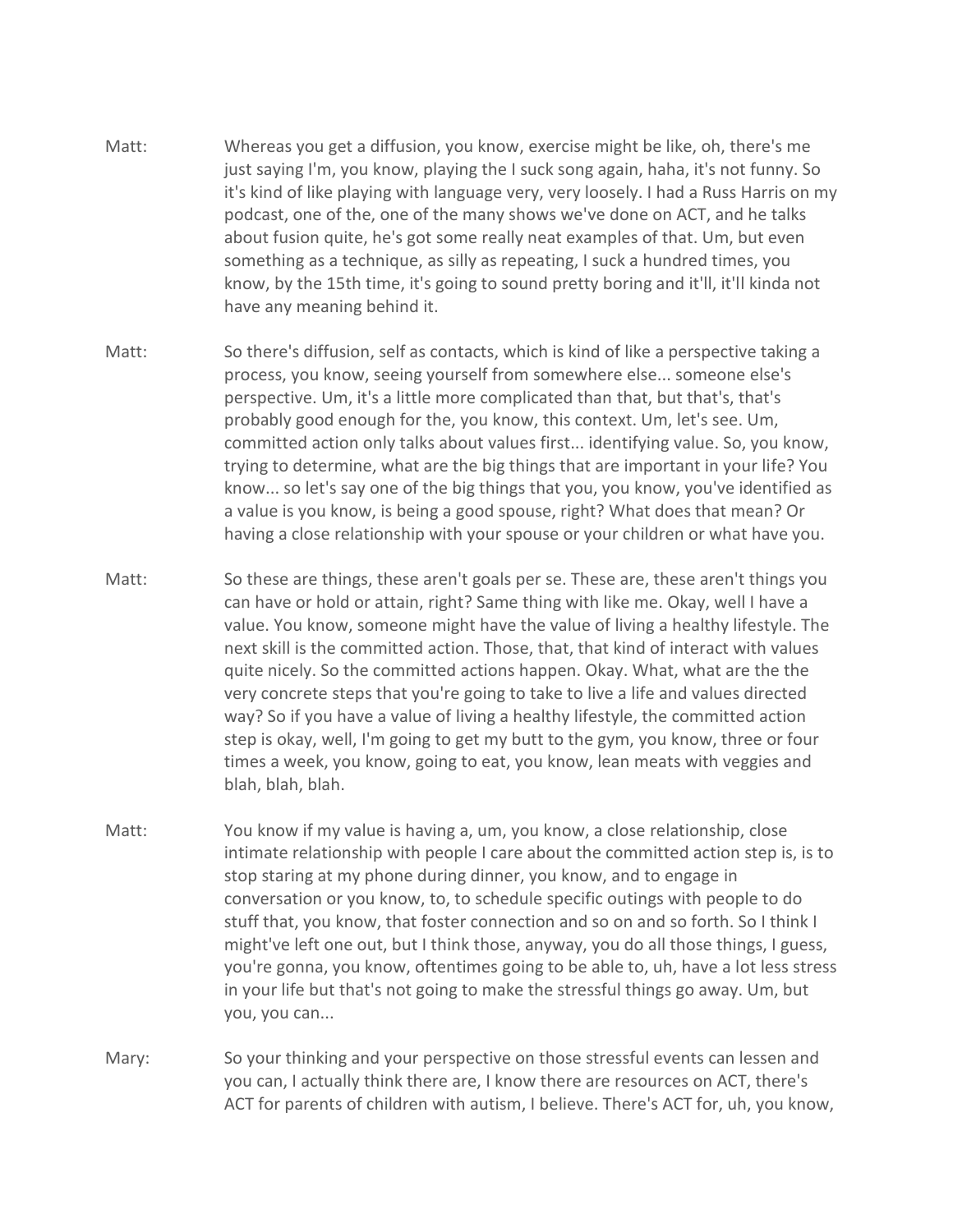Matt: Whereas you get a diffusion, you know, exercise might be like, oh, there's me just saying I'm, you know, playing the I suck song again, haha, it's not funny. So it's kind of like playing with language very, very loosely. I had a Russ Harris on my podcast, one of the, one of the many shows we've done on ACT, and he talks about fusion quite, he's got some really neat examples of that. Um, but even something as a technique, as silly as repeating, I suck a hundred times, you know, by the 15th time, it's going to sound pretty boring and it'll, it'll kinda not have any meaning behind it.

Matt: So there's diffusion, self as contacts, which is kind of like a perspective taking a process, you know, seeing yourself from somewhere else... someone else's perspective. Um, it's a little more complicated than that, but that's, that's probably good enough for the, you know, this context. Um, let's see. Um, committed action only talks about values first... identifying value. So, you know, trying to determine, what are the big things that are important in your life? You know... so let's say one of the big things that you, you know, you've identified as a value is you know, is being a good spouse, right? What does that mean? Or having a close relationship with your spouse or your children or what have you.

Matt: So these are things, these aren't goals per se. These are, these aren't things you can have or hold or attain, right? Same thing with like me. Okay, well I have a value. You know, someone might have the value of living a healthy lifestyle. The next skill is the committed action. Those, that, that kind of interact with values quite nicely. So the committed actions happen. Okay. What, what are the the very concrete steps that you're going to take to live a life and values directed way? So if you have a value of living a healthy lifestyle, the committed action step is okay, well, I'm going to get my butt to the gym, you know, three or four times a week, you know, going to eat, you know, lean meats with veggies and blah, blah, blah.

Matt: You know if my value is having a, um, you know, a close relationship, close intimate relationship with people I care about the committed action step is, is to stop staring at my phone during dinner, you know, and to engage in conversation or you know, to, to schedule specific outings with people to do stuff that, you know, that foster connection and so on and so forth. So I think I might've left one out, but I think those, anyway, you do all those things, I guess, you're gonna, you know, oftentimes going to be able to, uh, have a lot less stress in your life but that's not going to make the stressful things go away. Um, but you, you can...

Mary: So your thinking and your perspective on those stressful events can lessen and you can, I actually think there are, I know there are resources on ACT, there's ACT for parents of children with autism, I believe. There's ACT for, uh, you know,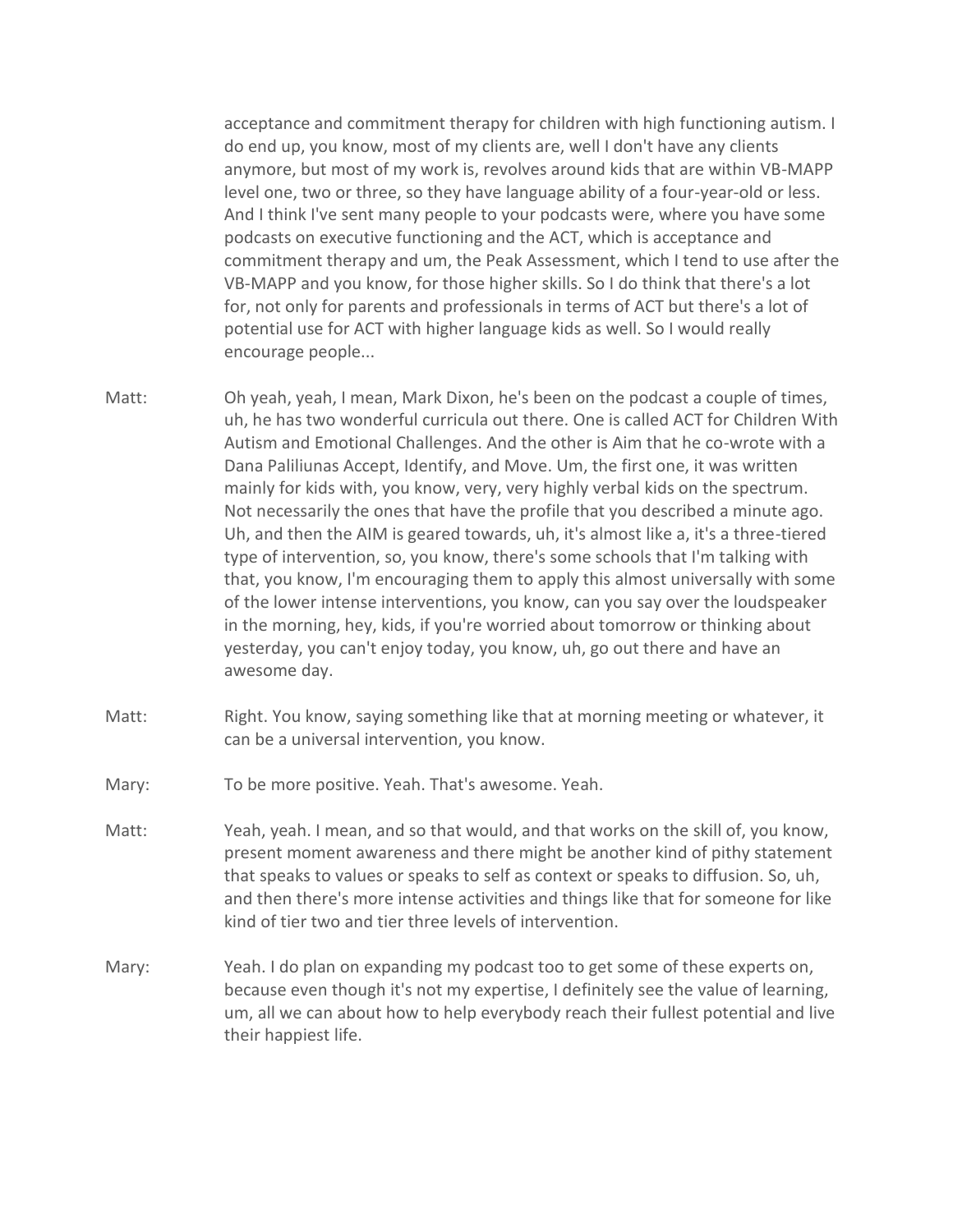acceptance and commitment therapy for children with high functioning autism. I do end up, you know, most of my clients are, well I don't have any clients anymore, but most of my work is, revolves around kids that are within VB-MAPP level one, two or three, so they have language ability of a four-year-old or less. And I think I've sent many people to your podcasts were, where you have some podcasts on executive functioning and the ACT, which is acceptance and commitment therapy and um, the Peak Assessment, which I tend to use after the VB-MAPP and you know, for those higher skills. So I do think that there's a lot for, not only for parents and professionals in terms of ACT but there's a lot of potential use for ACT with higher language kids as well. So I would really encourage people...

Matt: Oh yeah, yeah, I mean, Mark Dixon, he's been on the podcast a couple of times, uh, he has two wonderful curricula out there. One is called ACT for Children With Autism and Emotional Challenges. And the other is Aim that he co-wrote with a Dana Paliliunas Accept, Identify, and Move. Um, the first one, it was written mainly for kids with, you know, very, very highly verbal kids on the spectrum. Not necessarily the ones that have the profile that you described a minute ago. Uh, and then the AIM is geared towards, uh, it's almost like a, it's a three-tiered type of intervention, so, you know, there's some schools that I'm talking with that, you know, I'm encouraging them to apply this almost universally with some of the lower intense interventions, you know, can you say over the loudspeaker in the morning, hey, kids, if you're worried about tomorrow or thinking about yesterday, you can't enjoy today, you know, uh, go out there and have an awesome day.

Matt: Right. You know, saying something like that at morning meeting or whatever, it can be a universal intervention, you know.

Mary: To be more positive. Yeah. That's awesome. Yeah.

Matt: Yeah, yeah. I mean, and so that would, and that works on the skill of, you know, present moment awareness and there might be another kind of pithy statement that speaks to values or speaks to self as context or speaks to diffusion. So, uh, and then there's more intense activities and things like that for someone for like kind of tier two and tier three levels of intervention.

Mary: Yeah. I do plan on expanding my podcast too to get some of these experts on, because even though it's not my expertise, I definitely see the value of learning, um, all we can about how to help everybody reach their fullest potential and live their happiest life.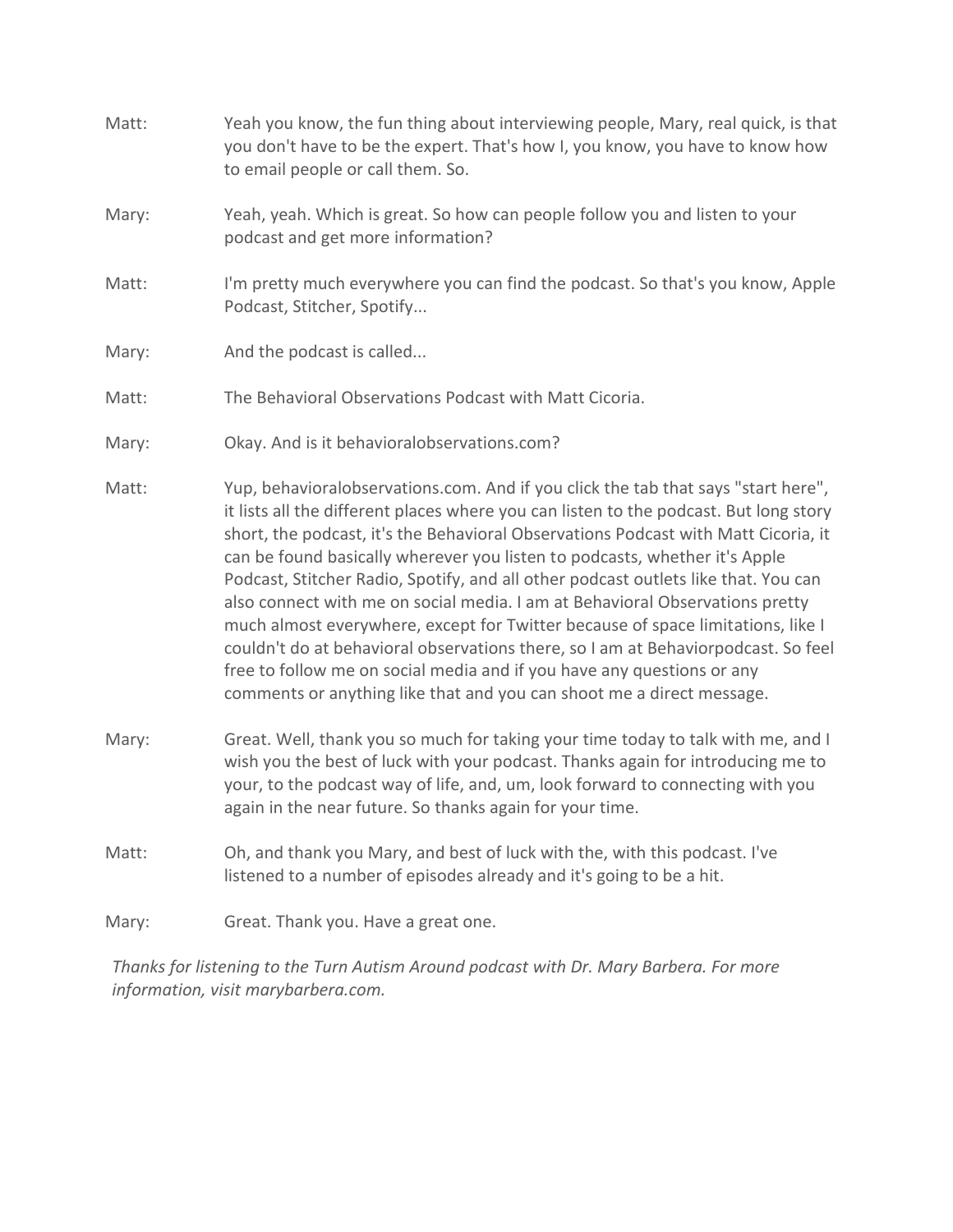Matt: Yeah you know, the fun thing about interviewing people, Mary, real quick, is that you don't have to be the expert. That's how I, you know, you have to know how to email people or call them. So.

Mary: Yeah, yeah. Which is great. So how can people follow you and listen to your podcast and get more information?

Matt: I'm pretty much everywhere you can find the podcast. So that's you know, Apple Podcast, Stitcher, Spotify...

Mary: And the podcast is called...

Matt: The Behavioral Observations Podcast with Matt Cicoria.

Mary: Okay. And is it behavioralobservations.com?

Matt: Yup, behavioralobservations.com. And if you click the tab that says "start here", it lists all the different places where you can listen to the podcast. But long story short, the podcast, it's the Behavioral Observations Podcast with Matt Cicoria, it can be found basically wherever you listen to podcasts, whether it's Apple Podcast, Stitcher Radio, Spotify, and all other podcast outlets like that. You can also connect with me on social media. I am at Behavioral Observations pretty much almost everywhere, except for Twitter because of space limitations, like I couldn't do at behavioral observations there, so I am at Behaviorpodcast. So feel free to follow me on social media and if you have any questions or any comments or anything like that and you can shoot me a direct message.

Mary: Great. Well, thank you so much for taking your time today to talk with me, and I wish you the best of luck with your podcast. Thanks again for introducing me to your, to the podcast way of life, and, um, look forward to connecting with you again in the near future. So thanks again for your time.

Matt: Oh, and thank you Mary, and best of luck with the, with this podcast. I've listened to a number of episodes already and it's going to be a hit.

Mary: Great. Thank you. Have a great one.

*Thanks for listening to the Turn Autism Around podcast with Dr. Mary Barbera. For more information, visit marybarbera.com.*